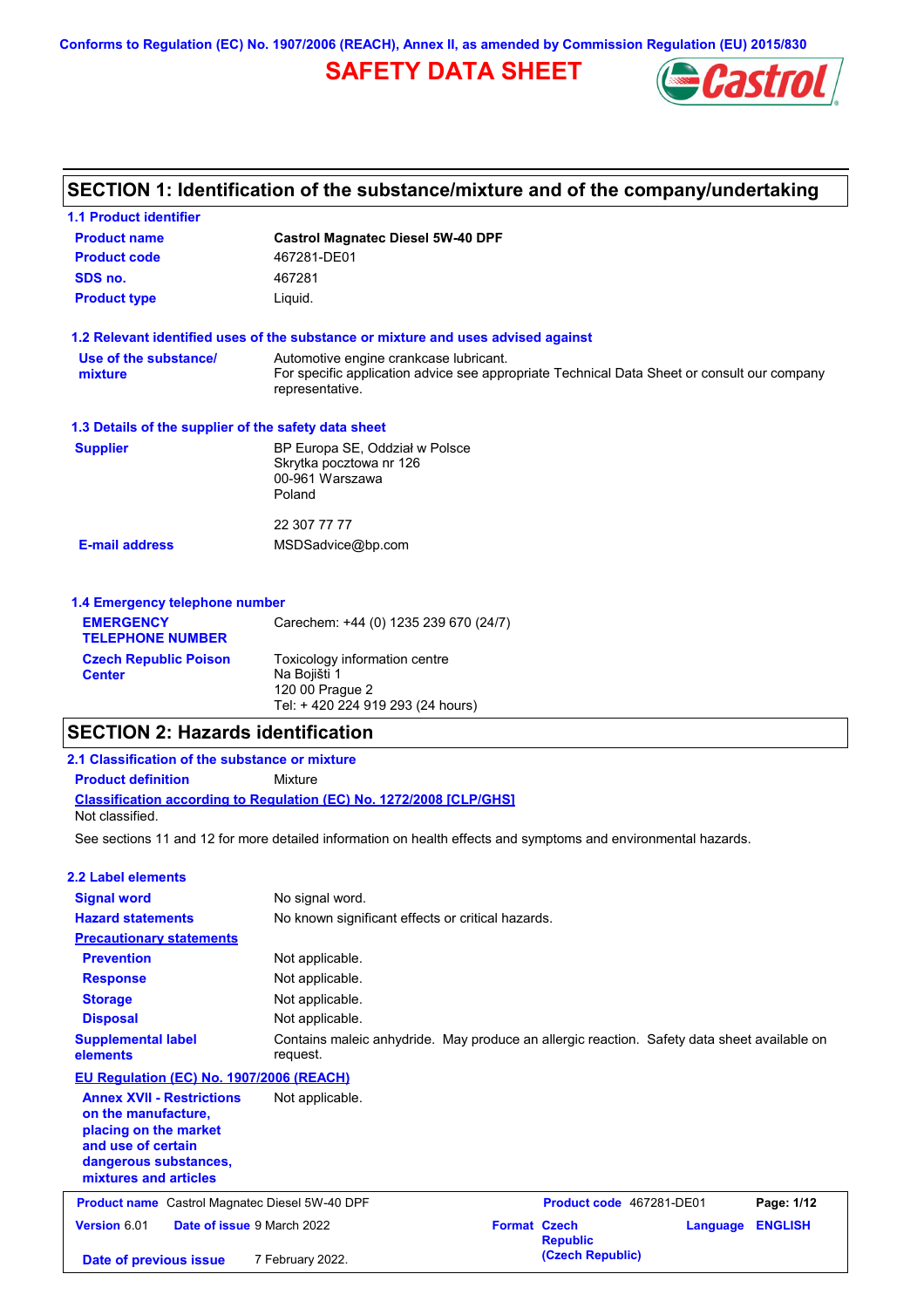Conforms to Regulation (EC) No. 1907/2006 (REACH), Annex II, as amended by Commission Regulation (EU) 2015/830

# SAFETY DATA SHEET

## SECTION 1: Identification of the substance/mixture and of the company/undertaking

### 1.1 Product identifier

| | |
|---|---|
| **Product name** | **Castrol Magnatec Diesel 5W-40 DPF** |
| **Product code** | 467281-DE01 |
| **SDS no.** | 467281 |
| **Product type** | Liquid. |

### 1.2 Relevant identified uses of the substance or mixture and uses advised against

| | |
|---|---|
| **Use of the substance/mixture** | Automotive engine crankcase lubricant. For specific application advice see appropriate Technical Data Sheet or consult our company representative. |

### 1.3 Details of the supplier of the safety data sheet

| | |
|---|---|
| **Supplier** | BP Europa SE, Oddział w Polsce<br>Skrytka pocztowa nr 126<br>00-961 Warszawa<br>Poland<br><br>22 307 77 77 |
| **E-mail address** | MSDSadvice@bp.com |

### 1.4 Emergency telephone number

| | |
|---|---|
| **EMERGENCY TELEPHONE NUMBER** | Carechem: +44 (0) 1235 239 670 (24/7) |
| **Czech Republic Poison Center** | Toxicology information centre<br>Na Bojišti 1<br>120 00 Prague 2<br>Tel: + 420 224 919 293 (24 hours) |

## SECTION 2: Hazards identification

### 2.1 Classification of the substance or mixture

**Product definition** Mixture

**Classification according to Regulation (EC) No. 1272/2008 [CLP/GHS]**

Not classified.

See sections 11 and 12 for more detailed information on health effects and symptoms and environmental hazards.

### 2.2 Label elements

| | |
|---|---|
| **Signal word** | No signal word. |
| **Hazard statements** | No known significant effects or critical hazards. |
| **Precautionary statements** | |
| **Prevention** | Not applicable. |
| **Response** | Not applicable. |
| **Storage** | Not applicable. |
| **Disposal** | Not applicable. |
| **Supplemental label elements** | Contains maleic anhydride. May produce an allergic reaction. Safety data sheet available on request. |
| **EU Regulation (EC) No. 1907/2006 (REACH)** | |
| **Annex XVII - Restrictions on the manufacture, placing on the market and use of certain dangerous substances, mixtures and articles** | Not applicable. |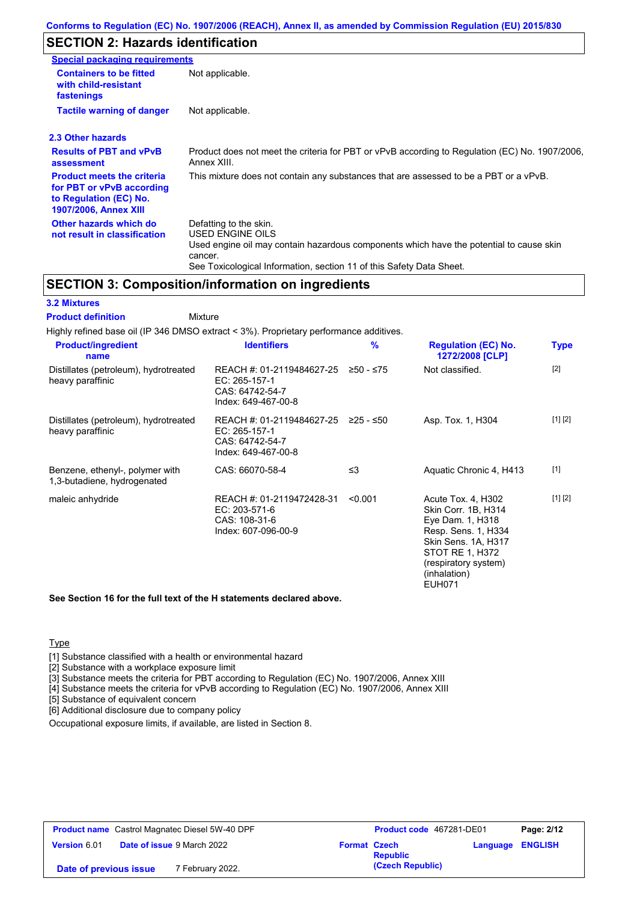## SECTION 2: Hazards identification

**Special packaging requirements**

| | |
|---|---|
| **Containers to be fitted with child-resistant fastenings** | Not applicable. |
| **Tactile warning of danger** | Not applicable. |

### 2.3 Other hazards

| | |
|---|---|
| **Results of PBT and vPvB assessment** | Product does not meet the criteria for PBT or vPvB according to Regulation (EC) No. 1907/2006, Annex XIII. |
| **Product meets the criteria for PBT or vPvB according to Regulation (EC) No. 1907/2006, Annex XIII** | This mixture does not contain any substances that are assessed to be a PBT or a vPvB. |
| **Other hazards which do not result in classification** | Defatting to the skin.<br>USED ENGINE OILS<br>Used engine oil may contain hazardous components which have the potential to cause skin cancer.<br>See Toxicological Information, section 11 of this Safety Data Sheet. |

## SECTION 3: Composition/information on ingredients

### 3.2 Mixtures

**Product definition** Mixture

Highly refined base oil (IP 346 DMSO extract < 3%). Proprietary performance additives.

| Product/ingredient name | Identifiers | % | Regulation (EC) No. 1272/2008 [CLP] | Type |
|---|---|---|---|---|
| Distillates (petroleum), hydrotreated heavy paraffinic | REACH #: 01-2119484627-25<br>EC: 265-157-1<br>CAS: 64742-54-7<br>Index: 649-467-00-8 | ≥50 - ≤75 | Not classified. | [2] |
| Distillates (petroleum), hydrotreated heavy paraffinic | REACH #: 01-2119484627-25<br>EC: 265-157-1<br>CAS: 64742-54-7<br>Index: 649-467-00-8 | ≥25 - ≤50 | Asp. Tox. 1, H304 | [1] [2] |
| Benzene, ethenyl-, polymer with 1,3-butadiene, hydrogenated | CAS: 66070-58-4 | ≤3 | Aquatic Chronic 4, H413 | [1] |
| maleic anhydride | REACH #: 01-2119472428-31<br>EC: 203-571-6<br>CAS: 108-31-6<br>Index: 607-096-00-9 | <0.001 | Acute Tox. 4, H302<br>Skin Corr. 1B, H314<br>Eye Dam. 1, H318<br>Resp. Sens. 1, H334<br>Skin Sens. 1A, H317<br>STOT RE 1, H372 (respiratory system) (inhalation)<br>EUH071 | [1] [2] |

**See Section 16 for the full text of the H statements declared above.**

Type

[1] Substance classified with a health or environmental hazard
[2] Substance with a workplace exposure limit
[3] Substance meets the criteria for PBT according to Regulation (EC) No. 1907/2006, Annex XIII
[4] Substance meets the criteria for vPvB according to Regulation (EC) No. 1907/2006, Annex XIII
[5] Substance of equivalent concern
[6] Additional disclosure due to company policy

Occupational exposure limits, if available, are listed in Section 8.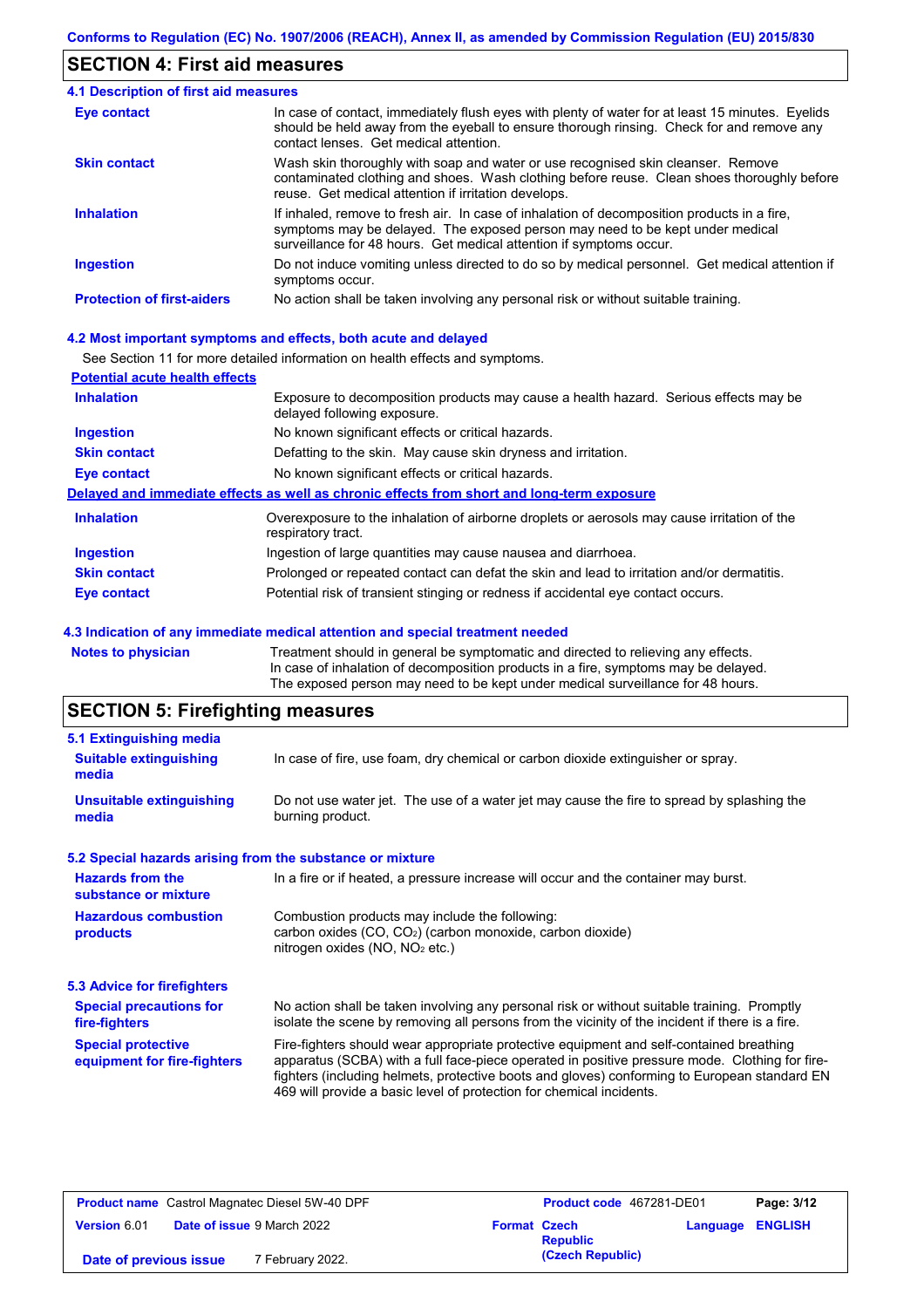## SECTION 4: First aid measures

### 4.1 Description of first aid measures

| | |
|---|---|
| **Eye contact** | In case of contact, immediately flush eyes with plenty of water for at least 15 minutes. Eyelids should be held away from the eyeball to ensure thorough rinsing. Check for and remove any contact lenses. Get medical attention. |
| **Skin contact** | Wash skin thoroughly with soap and water or use recognised skin cleanser. Remove contaminated clothing and shoes. Wash clothing before reuse. Clean shoes thoroughly before reuse. Get medical attention if irritation develops. |
| **Inhalation** | If inhaled, remove to fresh air. In case of inhalation of decomposition products in a fire, symptoms may be delayed. The exposed person may need to be kept under medical surveillance for 48 hours. Get medical attention if symptoms occur. |
| **Ingestion** | Do not induce vomiting unless directed to do so by medical personnel. Get medical attention if symptoms occur. |
| **Protection of first-aiders** | No action shall be taken involving any personal risk or without suitable training. |

### 4.2 Most important symptoms and effects, both acute and delayed

See Section 11 for more detailed information on health effects and symptoms.

**Potential acute health effects**

| | |
|---|---|
| **Inhalation** | Exposure to decomposition products may cause a health hazard. Serious effects may be delayed following exposure. |
| **Ingestion** | No known significant effects or critical hazards. |
| **Skin contact** | Defatting to the skin. May cause skin dryness and irritation. |
| **Eye contact** | No known significant effects or critical hazards. |

**Delayed and immediate effects as well as chronic effects from short and long-term exposure**

| | |
|---|---|
| **Inhalation** | Overexposure to the inhalation of airborne droplets or aerosols may cause irritation of the respiratory tract. |
| **Ingestion** | Ingestion of large quantities may cause nausea and diarrhoea. |
| **Skin contact** | Prolonged or repeated contact can defat the skin and lead to irritation and/or dermatitis. |
| **Eye contact** | Potential risk of transient stinging or redness if accidental eye contact occurs. |

### 4.3 Indication of any immediate medical attention and special treatment needed

| | |
|---|---|
| **Notes to physician** | Treatment should in general be symptomatic and directed to relieving any effects. In case of inhalation of decomposition products in a fire, symptoms may be delayed. The exposed person may need to be kept under medical surveillance for 48 hours. |

## SECTION 5: Firefighting measures

### 5.1 Extinguishing media

| | |
|---|---|
| **Suitable extinguishing media** | In case of fire, use foam, dry chemical or carbon dioxide extinguisher or spray. |
| **Unsuitable extinguishing media** | Do not use water jet. The use of a water jet may cause the fire to spread by splashing the burning product. |

### 5.2 Special hazards arising from the substance or mixture

| | |
|---|---|
| **Hazards from the substance or mixture** | In a fire or if heated, a pressure increase will occur and the container may burst. |
| **Hazardous combustion products** | Combustion products may include the following: carbon oxides ($CO$, $CO_2$) (carbon monoxide, carbon dioxide) nitrogen oxides ($NO$, $NO_2$ etc.) |

### 5.3 Advice for firefighters

| | |
|---|---|
| **Special precautions for fire-fighters** | No action shall be taken involving any personal risk or without suitable training. Promptly isolate the scene by removing all persons from the vicinity of the incident if there is a fire. |
| **Special protective equipment for fire-fighters** | Fire-fighters should wear appropriate protective equipment and self-contained breathing apparatus (SCBA) with a full face-piece operated in positive pressure mode. Clothing for fire-fighters (including helmets, protective boots and gloves) conforming to European standard EN 469 will provide a basic level of protection for chemical incidents. |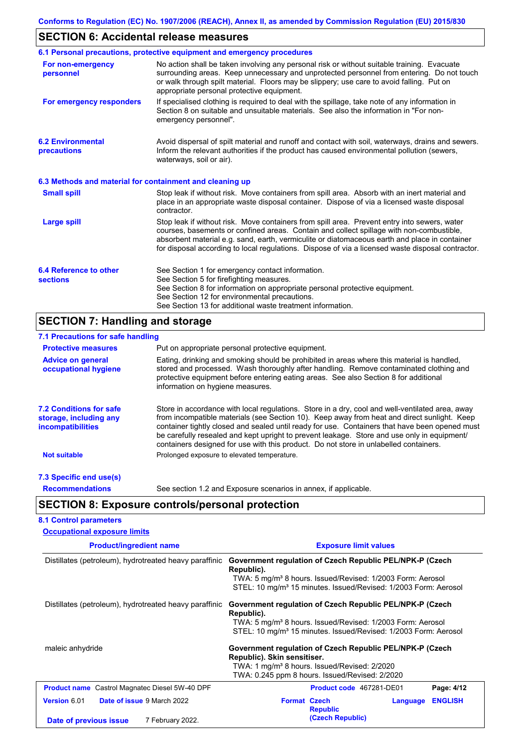## SECTION 6: Accidental release measures

### 6.1 Personal precautions, protective equipment and emergency procedures

**For non-emergency personnel**

No action shall be taken involving any personal risk or without suitable training. Evacuate surrounding areas. Keep unnecessary and unprotected personnel from entering. Do not touch or walk through spilt material. Floors may be slippery; use care to avoid falling. Put on appropriate personal protective equipment.

**For emergency responders**

If specialised clothing is required to deal with the spillage, take note of any information in Section 8 on suitable and unsuitable materials. See also the information in "For non-emergency personnel".

### 6.2 Environmental precautions

Avoid dispersal of spilt material and runoff and contact with soil, waterways, drains and sewers. Inform the relevant authorities if the product has caused environmental pollution (sewers, waterways, soil or air).

### 6.3 Methods and material for containment and cleaning up

**Small spill**

Stop leak if without risk. Move containers from spill area. Absorb with an inert material and place in an appropriate waste disposal container. Dispose of via a licensed waste disposal contractor.

**Large spill**

Stop leak if without risk. Move containers from spill area. Prevent entry into sewers, water courses, basements or confined areas. Contain and collect spillage with non-combustible, absorbent material e.g. sand, earth, vermiculite or diatomaceous earth and place in container for disposal according to local regulations. Dispose of via a licensed waste disposal contractor.

### 6.4 Reference to other sections

See Section 1 for emergency contact information.
See Section 5 for firefighting measures.
See Section 8 for information on appropriate personal protective equipment.
See Section 12 for environmental precautions.
See Section 13 for additional waste treatment information.

## SECTION 7: Handling and storage

### 7.1 Precautions for safe handling

**Protective measures**

Put on appropriate personal protective equipment.

**Advice on general occupational hygiene**

Eating, drinking and smoking should be prohibited in areas where this material is handled, stored and processed. Wash thoroughly after handling. Remove contaminated clothing and protective equipment before entering eating areas. See also Section 8 for additional information on hygiene measures.

### 7.2 Conditions for safe storage, including any incompatibilities

Store in accordance with local regulations. Store in a dry, cool and well-ventilated area, away from incompatible materials (see Section 10). Keep away from heat and direct sunlight. Keep container tightly closed and sealed until ready for use. Containers that have been opened must be carefully resealed and kept upright to prevent leakage. Store and use only in equipment/ containers designed for use with this product. Do not store in unlabelled containers.

**Not suitable**

Prolonged exposure to elevated temperature.

### 7.3 Specific end use(s)

**Recommendations**

See section 1.2 and Exposure scenarios in annex, if applicable.

## SECTION 8: Exposure controls/personal protection

### 8.1 Control parameters

**Occupational exposure limits**

| Product/ingredient name | Exposure limit values |
|---|---|
| Distillates (petroleum), hydrotreated heavy paraffinic | **Government regulation of Czech Republic PEL/NPK-P (Czech Republic).**<br>TWA: 5 mg/m³ 8 hours. Issued/Revised: 1/2003 Form: Aerosol<br>STEL: 10 mg/m³ 15 minutes. Issued/Revised: 1/2003 Form: Aerosol |
| Distillates (petroleum), hydrotreated heavy paraffinic | **Government regulation of Czech Republic PEL/NPK-P (Czech Republic).**<br>TWA: 5 mg/m³ 8 hours. Issued/Revised: 1/2003 Form: Aerosol<br>STEL: 10 mg/m³ 15 minutes. Issued/Revised: 1/2003 Form: Aerosol |
| maleic anhydride | **Government regulation of Czech Republic PEL/NPK-P (Czech Republic). Skin sensitiser.**<br>TWA: 1 mg/m³ 8 hours. Issued/Revised: 2/2020<br>TWA: 0.245 ppm 8 hours. Issued/Revised: 2/2020 |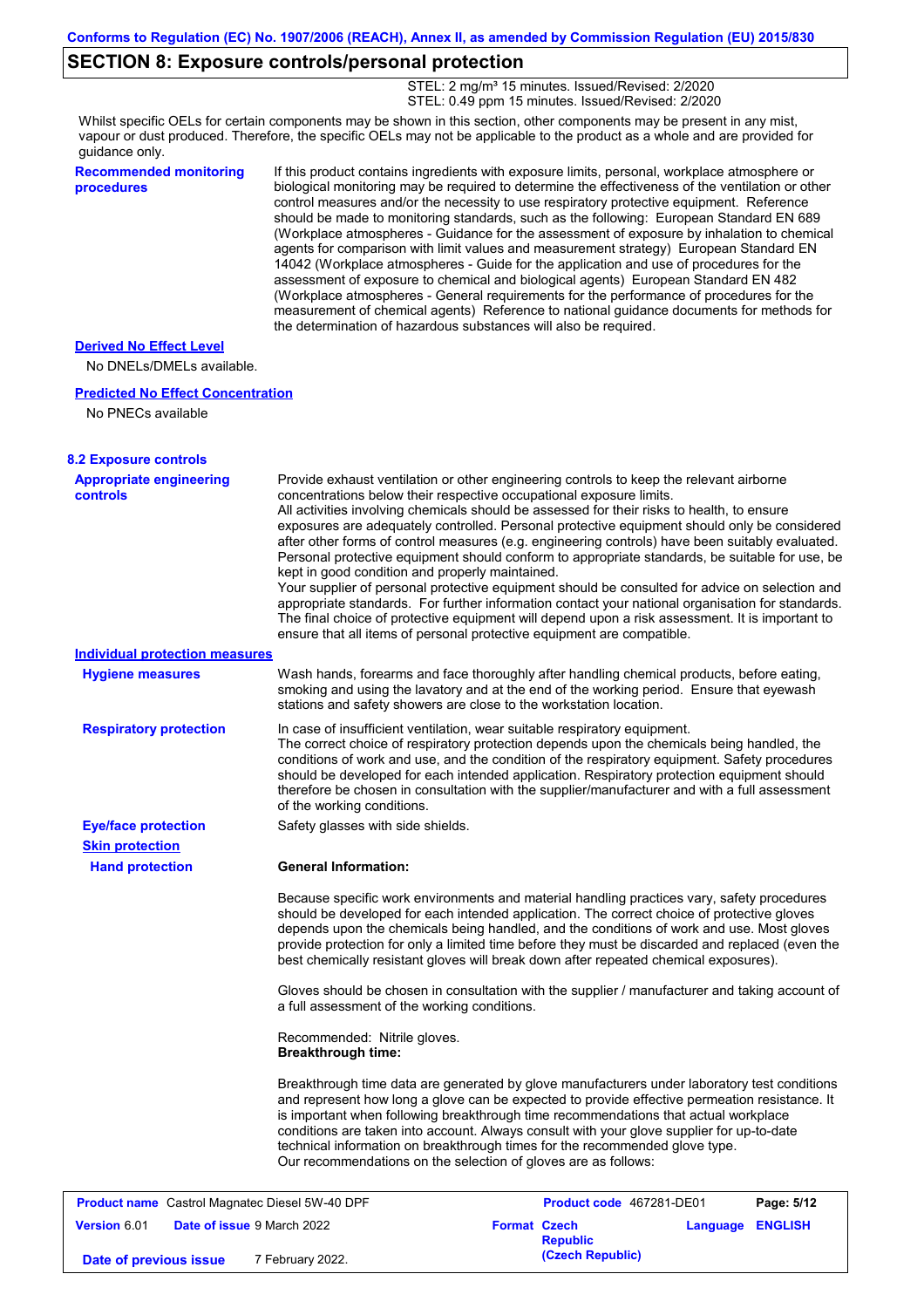## SECTION 8: Exposure controls/personal protection

STEL: 2 mg/m³ 15 minutes. Issued/Revised: 2/2020
STEL: 0.49 ppm 15 minutes. Issued/Revised: 2/2020

Whilst specific OELs for certain components may be shown in this section, other components may be present in any mist, vapour or dust produced. Therefore, the specific OELs may not be applicable to the product as a whole and are provided for guidance only.

**Recommended monitoring procedures**

If this product contains ingredients with exposure limits, personal, workplace atmosphere or biological monitoring may be required to determine the effectiveness of the ventilation or other control measures and/or the necessity to use respiratory protective equipment. Reference should be made to monitoring standards, such as the following: European Standard EN 689 (Workplace atmospheres - Guidance for the assessment of exposure by inhalation to chemical agents for comparison with limit values and measurement strategy) European Standard EN 14042 (Workplace atmospheres - Guide for the application and use of procedures for the assessment of exposure to chemical and biological agents) European Standard EN 482 (Workplace atmospheres - General requirements for the performance of procedures for the measurement of chemical agents) Reference to national guidance documents for methods for the determination of hazardous substances will also be required.

**Derived No Effect Level**

No DNELs/DMELs available.

**Predicted No Effect Concentration**

No PNECs available

### 8.2 Exposure controls

**Appropriate engineering controls**

Provide exhaust ventilation or other engineering controls to keep the relevant airborne concentrations below their respective occupational exposure limits.
All activities involving chemicals should be assessed for their risks to health, to ensure exposures are adequately controlled. Personal protective equipment should only be considered after other forms of control measures (e.g. engineering controls) have been suitably evaluated. Personal protective equipment should conform to appropriate standards, be suitable for use, be kept in good condition and properly maintained.
Your supplier of personal protective equipment should be consulted for advice on selection and appropriate standards. For further information contact your national organisation for standards. The final choice of protective equipment will depend upon a risk assessment. It is important to ensure that all items of personal protective equipment are compatible.

**Individual protection measures**

**Hygiene measures**

Wash hands, forearms and face thoroughly after handling chemical products, before eating, smoking and using the lavatory and at the end of the working period. Ensure that eyewash stations and safety showers are close to the workstation location.

**Respiratory protection**

In case of insufficient ventilation, wear suitable respiratory equipment.
The correct choice of respiratory protection depends upon the chemicals being handled, the conditions of work and use, and the condition of the respiratory equipment. Safety procedures should be developed for each intended application. Respiratory protection equipment should therefore be chosen in consultation with the supplier/manufacturer and with a full assessment of the working conditions.

**Eye/face protection**

Safety glasses with side shields.

**Skin protection**

**Hand protection**

**General Information:**

Because specific work environments and material handling practices vary, safety procedures should be developed for each intended application. The correct choice of protective gloves depends upon the chemicals being handled, and the conditions of work and use. Most gloves provide protection for only a limited time before they must be discarded and replaced (even the best chemically resistant gloves will break down after repeated chemical exposures).

Gloves should be chosen in consultation with the supplier / manufacturer and taking account of a full assessment of the working conditions.

Recommended: Nitrile gloves.
**Breakthrough time:**

Breakthrough time data are generated by glove manufacturers under laboratory test conditions and represent how long a glove can be expected to provide effective permeation resistance. It is important when following breakthrough time recommendations that actual workplace conditions are taken into account. Always consult with your glove supplier for up-to-date technical information on breakthrough times for the recommended glove type.
Our recommendations on the selection of gloves are as follows: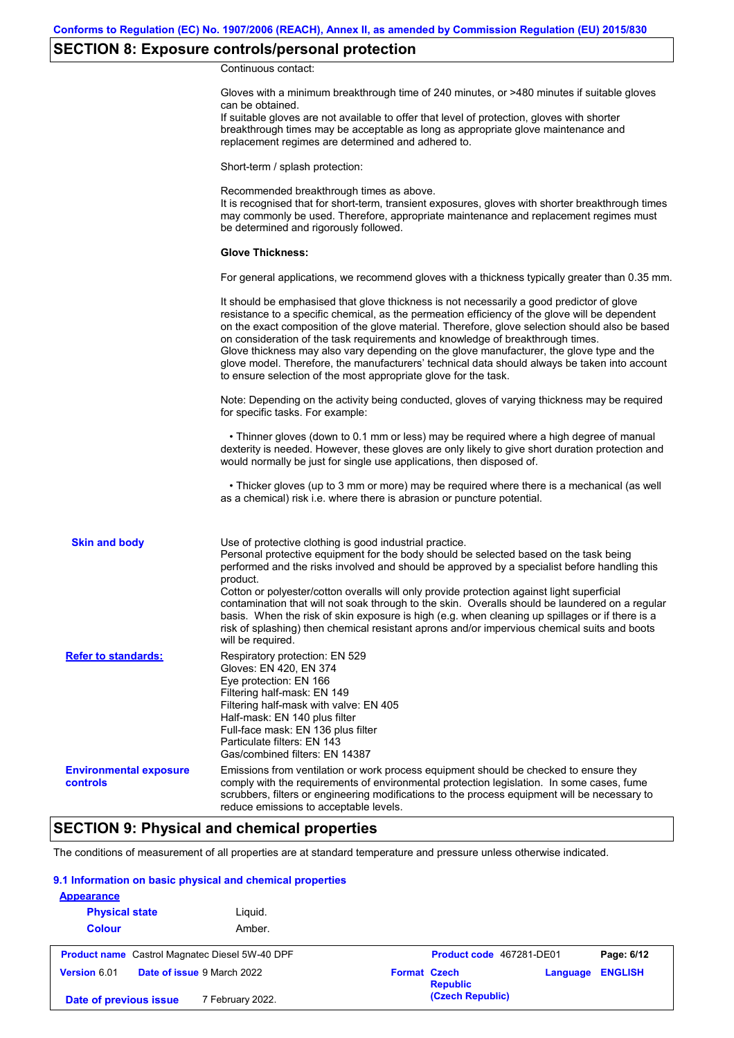## SECTION 8: Exposure controls/personal protection

Continuous contact:

Gloves with a minimum breakthrough time of 240 minutes, or >480 minutes if suitable gloves can be obtained.
If suitable gloves are not available to offer that level of protection, gloves with shorter breakthrough times may be acceptable as long as appropriate glove maintenance and replacement regimes are determined and adhered to.

Short-term / splash protection:

Recommended breakthrough times as above.
It is recognised that for short-term, transient exposures, gloves with shorter breakthrough times may commonly be used. Therefore, appropriate maintenance and replacement regimes must be determined and rigorously followed.

**Glove Thickness:**

For general applications, we recommend gloves with a thickness typically greater than 0.35 mm.

It should be emphasised that glove thickness is not necessarily a good predictor of glove resistance to a specific chemical, as the permeation efficiency of the glove will be dependent on the exact composition of the glove material. Therefore, glove selection should also be based on consideration of the task requirements and knowledge of breakthrough times.
Glove thickness may also vary depending on the glove manufacturer, the glove type and the glove model. Therefore, the manufacturers' technical data should always be taken into account to ensure selection of the most appropriate glove for the task.

Note: Depending on the activity being conducted, gloves of varying thickness may be required for specific tasks. For example:

• Thinner gloves (down to 0.1 mm or less) may be required where a high degree of manual dexterity is needed. However, these gloves are only likely to give short duration protection and would normally be just for single use applications, then disposed of.

• Thicker gloves (up to 3 mm or more) may be required where there is a mechanical (as well as a chemical) risk i.e. where there is abrasion or puncture potential.

**Skin and body**

Use of protective clothing is good industrial practice.
Personal protective equipment for the body should be selected based on the task being performed and the risks involved and should be approved by a specialist before handling this product.
Cotton or polyester/cotton overalls will only provide protection against light superficial contamination that will not soak through to the skin. Overalls should be laundered on a regular basis. When the risk of skin exposure is high (e.g. when cleaning up spillages or if there is a risk of splashing) then chemical resistant aprons and/or impervious chemical suits and boots will be required.

**Refer to standards:**

Respiratory protection: EN 529
Gloves: EN 420, EN 374
Eye protection: EN 166
Filtering half-mask: EN 149
Filtering half-mask with valve: EN 405
Half-mask: EN 140 plus filter
Full-face mask: EN 136 plus filter
Particulate filters: EN 143
Gas/combined filters: EN 14387

**Environmental exposure controls**

Emissions from ventilation or work process equipment should be checked to ensure they comply with the requirements of environmental protection legislation. In some cases, fume scrubbers, filters or engineering modifications to the process equipment will be necessary to reduce emissions to acceptable levels.

## SECTION 9: Physical and chemical properties

The conditions of measurement of all properties are at standard temperature and pressure unless otherwise indicated.

### 9.1 Information on basic physical and chemical properties

**Appearance**

**Physical state** Liquid.

**Colour** Amber.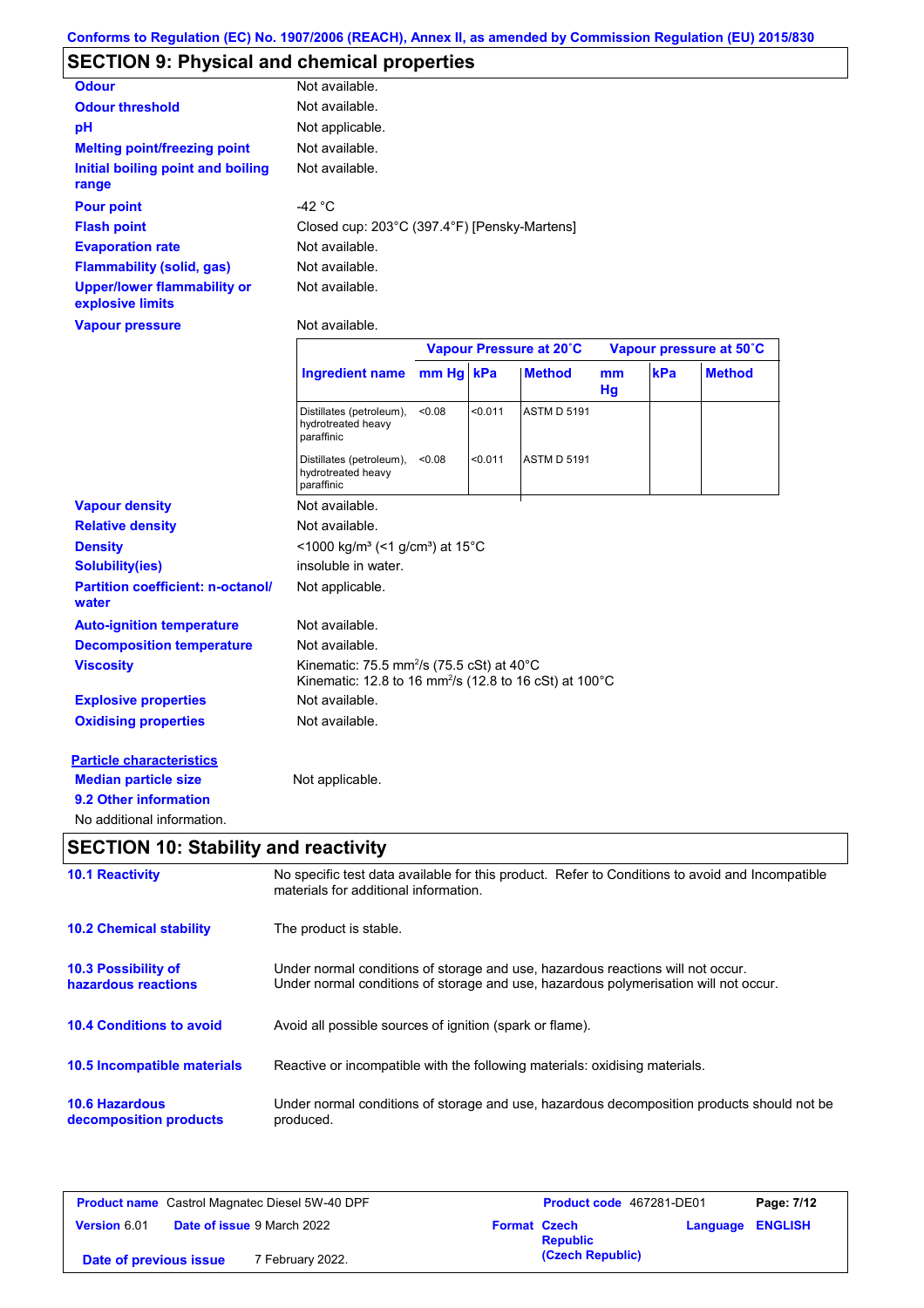Conforms to Regulation (EC) No. 1907/2006 (REACH), Annex II, as amended by Commission Regulation (EU) 2015/830

## SECTION 9: Physical and chemical properties

| | |
|---|---|
| **Odour** | Not available. |
| **Odour threshold** | Not available. |
| **pH** | Not applicable. |
| **Melting point/freezing point** | Not available. |
| **Initial boiling point and boiling range** | Not available. |
| **Pour point** | -42 °C |
| **Flash point** | Closed cup: 203°C (397.4°F) [Pensky-Martens] |
| **Evaporation rate** | Not available. |
| **Flammability (solid, gas)** | Not available. |
| **Upper/lower flammability or explosive limits** | Not available. |
| **Vapour pressure** | Not available. |

| | Vapour Pressure at 20˚C | | | Vapour pressure at 50˚C | | |
|---|---|---|---|---|---|---|
| **Ingredient name** | **mm Hg** | **kPa** | **Method** | **mm Hg** | **kPa** | **Method** |
| Distillates (petroleum), hydrotreated heavy paraffinic | <0.08 | <0.011 | ASTM D 5191 | | | |
| Distillates (petroleum), hydrotreated heavy paraffinic | <0.08 | <0.011 | ASTM D 5191 | | | |

| | |
|---|---|
| **Vapour density** | Not available. |
| **Relative density** | Not available. |
| **Density** | <1000 kg/m³ (<1 g/cm³) at 15°C |
| **Solubility(ies)** | insoluble in water. |
| **Partition coefficient: n-octanol/ water** | Not applicable. |
| **Auto-ignition temperature** | Not available. |
| **Decomposition temperature** | Not available. |
| **Viscosity** | Kinematic: 75.5 $mm^2/s$ (75.5 cSt) at 40°C<br>Kinematic: 12.8 to 16 $mm^2/s$ (12.8 to 16 cSt) at 100°C |
| **Explosive properties** | Not available. |
| **Oxidising properties** | Not available. |

**Particle characteristics**

**Median particle size** Not applicable.

**9.2 Other information**

No additional information.

## SECTION 10: Stability and reactivity

**10.1 Reactivity**
No specific test data available for this product. Refer to Conditions to avoid and Incompatible materials for additional information.

**10.2 Chemical stability**
The product is stable.

**10.3 Possibility of hazardous reactions**
Under normal conditions of storage and use, hazardous reactions will not occur.
Under normal conditions of storage and use, hazardous polymerisation will not occur.

**10.4 Conditions to avoid**
Avoid all possible sources of ignition (spark or flame).

**10.5 Incompatible materials**
Reactive or incompatible with the following materials: oxidising materials.

**10.6 Hazardous decomposition products**
Under normal conditions of storage and use, hazardous decomposition products should not be produced.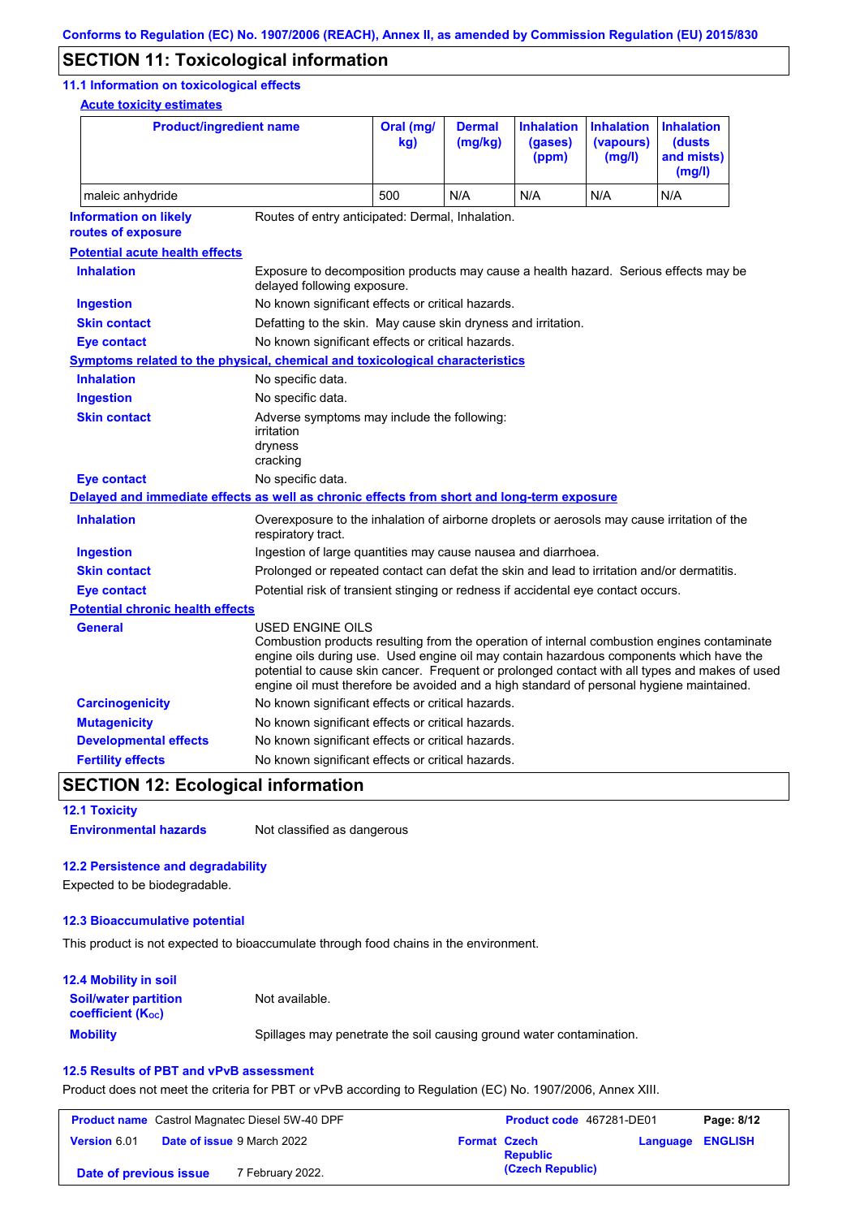## SECTION 11: Toxicological information

### 11.1 Information on toxicological effects

**Acute toxicity estimates**

| Product/ingredient name | Oral (mg/kg) | Dermal (mg/kg) | Inhalation (gases) (ppm) | Inhalation (vapours) (mg/l) | Inhalation (dusts and mists) (mg/l) |
|---|---|---|---|---|---|
| maleic anhydride | 500 | N/A | N/A | N/A | N/A |

**Information on likely routes of exposure**: Routes of entry anticipated: Dermal, Inhalation.

**Potential acute health effects**

**Inhalation**: Exposure to decomposition products may cause a health hazard. Serious effects may be delayed following exposure.

**Ingestion**: No known significant effects or critical hazards.

**Skin contact**: Defatting to the skin. May cause skin dryness and irritation.

**Eye contact**: No known significant effects or critical hazards.

**Symptoms related to the physical, chemical and toxicological characteristics**

**Inhalation**: No specific data.

**Ingestion**: No specific data.

**Skin contact**: Adverse symptoms may include the following:
irritation
dryness
cracking

**Eye contact**: No specific data.

**Delayed and immediate effects as well as chronic effects from short and long-term exposure**

**Inhalation**: Overexposure to the inhalation of airborne droplets or aerosols may cause irritation of the respiratory tract.

**Ingestion**: Ingestion of large quantities may cause nausea and diarrhoea.

**Skin contact**: Prolonged or repeated contact can defat the skin and lead to irritation and/or dermatitis.

**Eye contact**: Potential risk of transient stinging or redness if accidental eye contact occurs.

**Potential chronic health effects**

**General**: USED ENGINE OILS
Combustion products resulting from the operation of internal combustion engines contaminate engine oils during use. Used engine oil may contain hazardous components which have the potential to cause skin cancer. Frequent or prolonged contact with all types and makes of used engine oil must therefore be avoided and a high standard of personal hygiene maintained.

**Carcinogenicity**: No known significant effects or critical hazards.

**Mutagenicity**: No known significant effects or critical hazards.

**Developmental effects**: No known significant effects or critical hazards.

**Fertility effects**: No known significant effects or critical hazards.

## SECTION 12: Ecological information

### 12.1 Toxicity

**Environmental hazards**: Not classified as dangerous

### 12.2 Persistence and degradability

Expected to be biodegradable.

### 12.3 Bioaccumulative potential

This product is not expected to bioaccumulate through food chains in the environment.

### 12.4 Mobility in soil

**Soil/water partition coefficient ($K_{OC}$)**: Not available.

**Mobility**: Spillages may penetrate the soil causing ground water contamination.

### 12.5 Results of PBT and vPvB assessment

Product does not meet the criteria for PBT or vPvB according to Regulation (EC) No. 1907/2006, Annex XIII.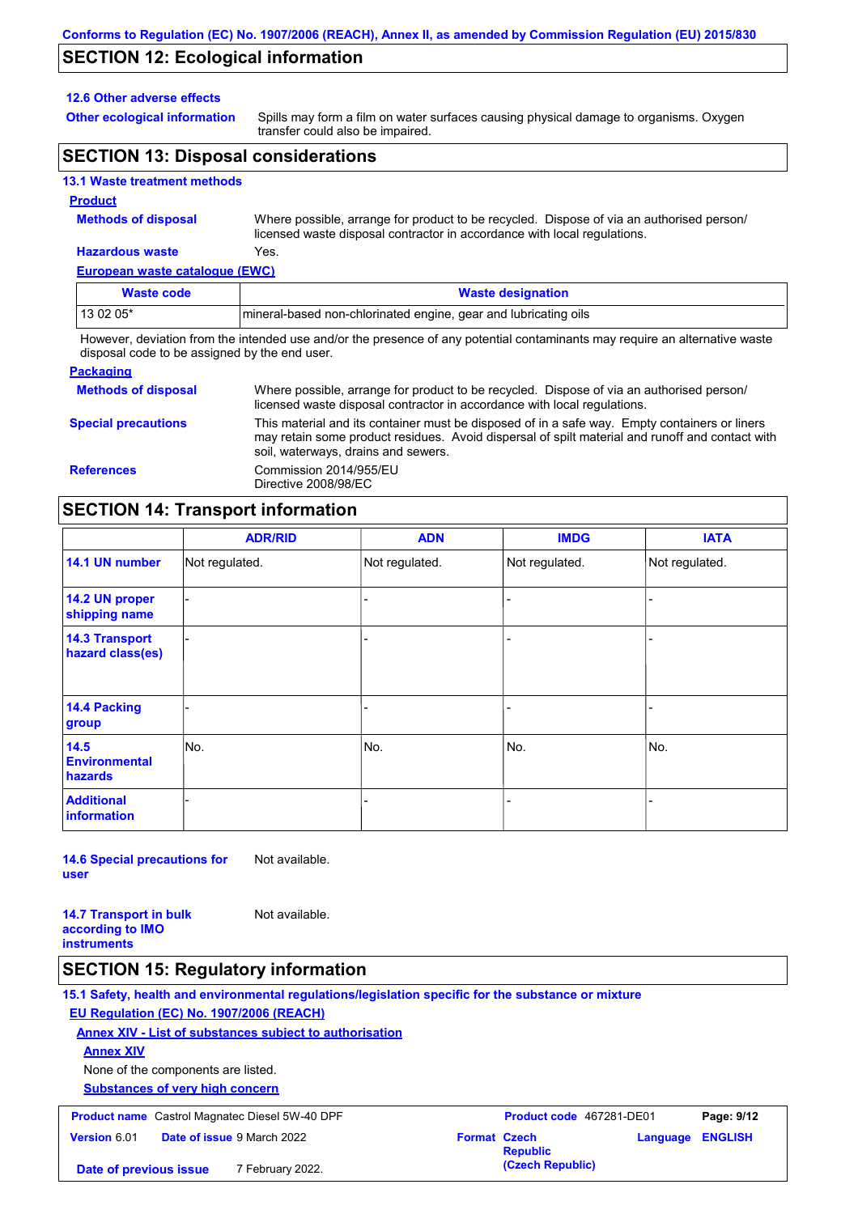## SECTION 12: Ecological information

### 12.6 Other adverse effects

**Other ecological information** Spills may form a film on water surfaces causing physical damage to organisms. Oxygen transfer could also be impaired.

## SECTION 13: Disposal considerations

### 13.1 Waste treatment methods

**Product**

**Methods of disposal** Where possible, arrange for product to be recycled. Dispose of via an authorised person/ licensed waste disposal contractor in accordance with local regulations.

**Hazardous waste** Yes.

**European waste catalogue (EWC)**

| Waste code | Waste designation |
|---|---|
| 13 02 05* | mineral-based non-chlorinated engine, gear and lubricating oils |

However, deviation from the intended use and/or the presence of any potential contaminants may require an alternative waste disposal code to be assigned by the end user.

**Packaging**

**Methods of disposal** Where possible, arrange for product to be recycled. Dispose of via an authorised person/ licensed waste disposal contractor in accordance with local regulations.

**Special precautions** This material and its container must be disposed of in a safe way. Empty containers or liners may retain some product residues. Avoid dispersal of spilt material and runoff and contact with soil, waterways, drains and sewers.

**References** Commission 2014/955/EU
Directive 2008/98/EC

## SECTION 14: Transport information

| | ADR/RID | ADN | IMDG | IATA |
|---|---|---|---|---|
| **14.1 UN number** | Not regulated. | Not regulated. | Not regulated. | Not regulated. |
| **14.2 UN proper shipping name** | - | - | - | - |
| **14.3 Transport hazard class(es)** | - | - | - | - |
| **14.4 Packing group** | - | - | - | - |
| **14.5 Environmental hazards** | No. | No. | No. | No. |
| **Additional information** | - | - | - | - |

**14.6 Special precautions for user** Not available.

**14.7 Transport in bulk according to IMO instruments** Not available.

## SECTION 15: Regulatory information

### 15.1 Safety, health and environmental regulations/legislation specific for the substance or mixture

**EU Regulation (EC) No. 1907/2006 (REACH)**

**Annex XIV - List of substances subject to authorisation**

**Annex XIV**

None of the components are listed.

**Substances of very high concern**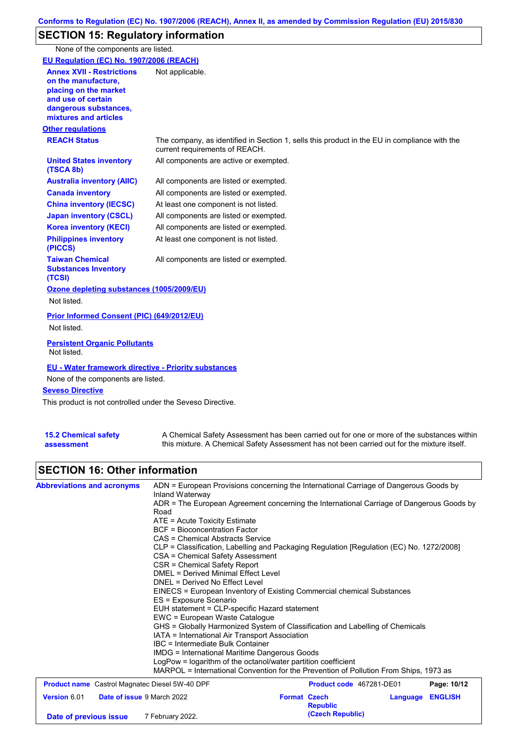## SECTION 15: Regulatory information

None of the components are listed.

**EU Regulation (EC) No. 1907/2006 (REACH)**

**Annex XVII - Restrictions on the manufacture, placing on the market and use of certain dangerous substances, mixtures and articles**: Not applicable.

**Other regulations**

| | |
|---|---|
| **REACH Status** | The company, as identified in Section 1, sells this product in the EU in compliance with the current requirements of REACH. |
| **United States inventory (TSCA 8b)** | All components are active or exempted. |
| **Australia inventory (AIIC)** | All components are listed or exempted. |
| **Canada inventory** | All components are listed or exempted. |
| **China inventory (IECSC)** | At least one component is not listed. |
| **Japan inventory (CSCL)** | All components are listed or exempted. |
| **Korea inventory (KECI)** | All components are listed or exempted. |
| **Philippines inventory (PICCS)** | At least one component is not listed. |
| **Taiwan Chemical Substances Inventory (TCSI)** | All components are listed or exempted. |

**Ozone depleting substances (1005/2009/EU)**

Not listed.

**Prior Informed Consent (PIC) (649/2012/EU)**

Not listed.

**Persistent Organic Pollutants**

Not listed.

**EU - Water framework directive - Priority substances**

None of the components are listed.

**Seveso Directive**

This product is not controlled under the Seveso Directive.

**15.2 Chemical safety assessment**: A Chemical Safety Assessment has been carried out for one or more of the substances within this mixture. A Chemical Safety Assessment has not been carried out for the mixture itself.

## SECTION 16: Other information

**Abbreviations and acronyms**

ADN = European Provisions concerning the International Carriage of Dangerous Goods by Inland Waterway
ADR = The European Agreement concerning the International Carriage of Dangerous Goods by Road
ATE = Acute Toxicity Estimate
BCF = Bioconcentration Factor
CAS = Chemical Abstracts Service
CLP = Classification, Labelling and Packaging Regulation [Regulation (EC) No. 1272/2008]
CSA = Chemical Safety Assessment
CSR = Chemical Safety Report
DMEL = Derived Minimal Effect Level
DNEL = Derived No Effect Level
EINECS = European Inventory of Existing Commercial chemical Substances
ES = Exposure Scenario
EUH statement = CLP-specific Hazard statement
EWC = European Waste Catalogue
GHS = Globally Harmonized System of Classification and Labelling of Chemicals
IATA = International Air Transport Association
IBC = Intermediate Bulk Container
IMDG = International Maritime Dangerous Goods
LogPow = logarithm of the octanol/water partition coefficient
MARPOL = International Convention for the Prevention of Pollution From Ships, 1973 as

| | | | |
|---|---|---|---|
| **Product name** Castrol Magnatec Diesel 5W-40 DPF | | **Product code** 467281-DE01 | |
| **Version** 6.01 | **Date of issue** 9 March 2022 | **Format** Czech Republic (Czech Republic) | **Language** ENGLISH |
| **Date of previous issue** | 7 February 2022. | | |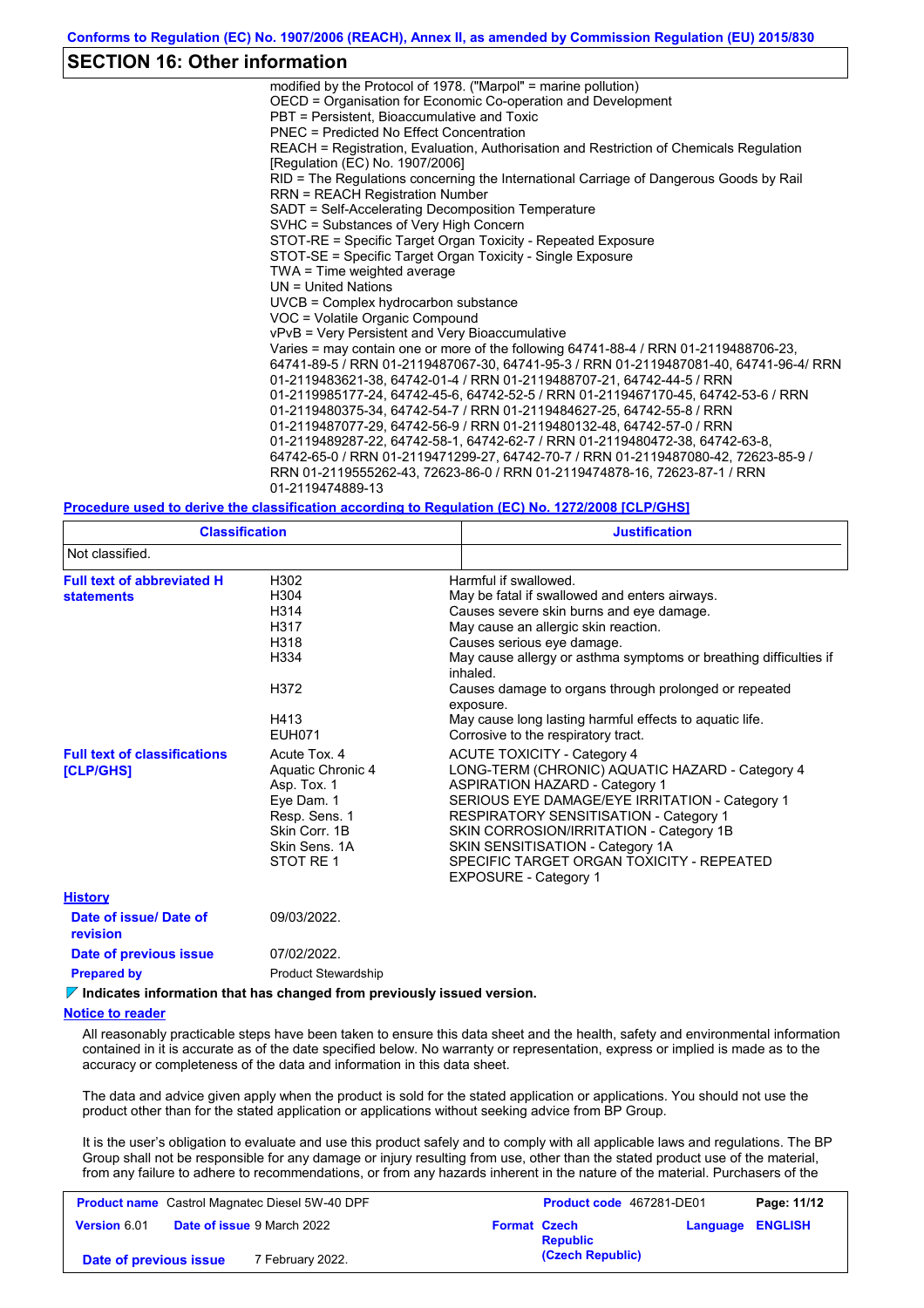## SECTION 16: Other information

modified by the Protocol of 1978. ("Marpol" = marine pollution)
OECD = Organisation for Economic Co-operation and Development
PBT = Persistent, Bioaccumulative and Toxic
PNEC = Predicted No Effect Concentration
REACH = Registration, Evaluation, Authorisation and Restriction of Chemicals Regulation [Regulation (EC) No. 1907/2006]
RID = The Regulations concerning the International Carriage of Dangerous Goods by Rail
RRN = REACH Registration Number
SADT = Self-Accelerating Decomposition Temperature
SVHC = Substances of Very High Concern
STOT-RE = Specific Target Organ Toxicity - Repeated Exposure
STOT-SE = Specific Target Organ Toxicity - Single Exposure
TWA = Time weighted average
UN = United Nations
UVCB = Complex hydrocarbon substance
VOC = Volatile Organic Compound
vPvB = Very Persistent and Very Bioaccumulative
Varies = may contain one or more of the following 64741-88-4 / RRN 01-2119488706-23, 64741-89-5 / RRN 01-2119487067-30, 64741-95-3 / RRN 01-2119487081-40, 64741-96-4/ RRN 01-2119483621-38, 64742-01-4 / RRN 01-2119488707-21, 64742-44-5 / RRN 01-2119985177-24, 64742-45-6, 64742-52-5 / RRN 01-2119467170-45, 64742-53-6 / RRN 01-2119480375-34, 64742-54-7 / RRN 01-2119484627-25, 64742-55-8 / RRN 01-2119487077-29, 64742-56-9 / RRN 01-2119480132-48, 64742-57-0 / RRN 01-2119489287-22, 64742-58-1, 64742-62-7 / RRN 01-2119480472-38, 64742-63-8, 64742-65-0 / RRN 01-2119471299-27, 64742-70-7 / RRN 01-2119487080-42, 72623-85-9 / RRN 01-2119555262-43, 72623-86-0 / RRN 01-2119474878-16, 72623-87-1 / RRN 01-2119474889-13

**Procedure used to derive the classification according to Regulation (EC) No. 1272/2008 [CLP/GHS]**

| Classification | Justification |
|---|---|
| Not classified. | |

**Full text of abbreviated H statements**

| | |
|---|---|
| H302 | Harmful if swallowed. |
| H304 | May be fatal if swallowed and enters airways. |
| H314 | Causes severe skin burns and eye damage. |
| H317 | May cause an allergic skin reaction. |
| H318 | Causes serious eye damage. |
| H334 | May cause allergy or asthma symptoms or breathing difficulties if inhaled. |
| H372 | Causes damage to organs through prolonged or repeated exposure. |
| H413 | May cause long lasting harmful effects to aquatic life. |
| EUH071 | Corrosive to the respiratory tract. |

**Full text of classifications [CLP/GHS]**

| | |
|---|---|
| Acute Tox. 4 | ACUTE TOXICITY - Category 4 |
| Aquatic Chronic 4 | LONG-TERM (CHRONIC) AQUATIC HAZARD - Category 4 |
| Asp. Tox. 1 | ASPIRATION HAZARD - Category 1 |
| Eye Dam. 1 | SERIOUS EYE DAMAGE/EYE IRRITATION - Category 1 |
| Resp. Sens. 1 | RESPIRATORY SENSITISATION - Category 1 |
| Skin Corr. 1B | SKIN CORROSION/IRRITATION - Category 1B |
| Skin Sens. 1A | SKIN SENSITISATION - Category 1A |
| STOT RE 1 | SPECIFIC TARGET ORGAN TOXICITY - REPEATED EXPOSURE - Category 1 |

**History**

**Date of issue/ Date of revision**: 09/03/2022.

**Date of previous issue**: 07/02/2022.

**Prepared by**: Product Stewardship

**Indicates information that has changed from previously issued version.**

**Notice to reader**

All reasonably practicable steps have been taken to ensure this data sheet and the health, safety and environmental information contained in it is accurate as of the date specified below. No warranty or representation, express or implied is made as to the accuracy or completeness of the data and information in this data sheet.

The data and advice given apply when the product is sold for the stated application or applications. You should not use the product other than for the stated application or applications without seeking advice from BP Group.

It is the user's obligation to evaluate and use this product safely and to comply with all applicable laws and regulations. The BP Group shall not be responsible for any damage or injury resulting from use, other than the stated product use of the material, from any failure to adhere to recommendations, or from any hazards inherent in the nature of the material. Purchasers of the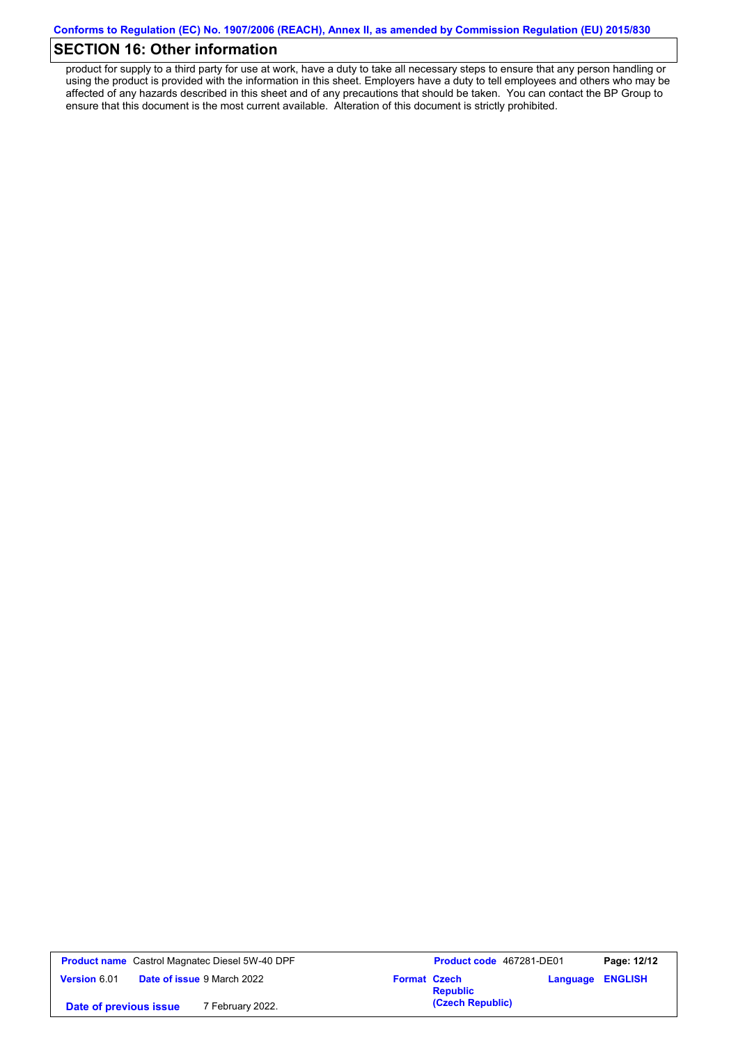## SECTION 16: Other information

product for supply to a third party for use at work, have a duty to take all necessary steps to ensure that any person handling or using the product is provided with the information in this sheet. Employers have a duty to tell employees and others who may be affected of any hazards described in this sheet and of any precautions that should be taken. You can contact the BP Group to ensure that this document is the most current available. Alteration of this document is strictly prohibited.